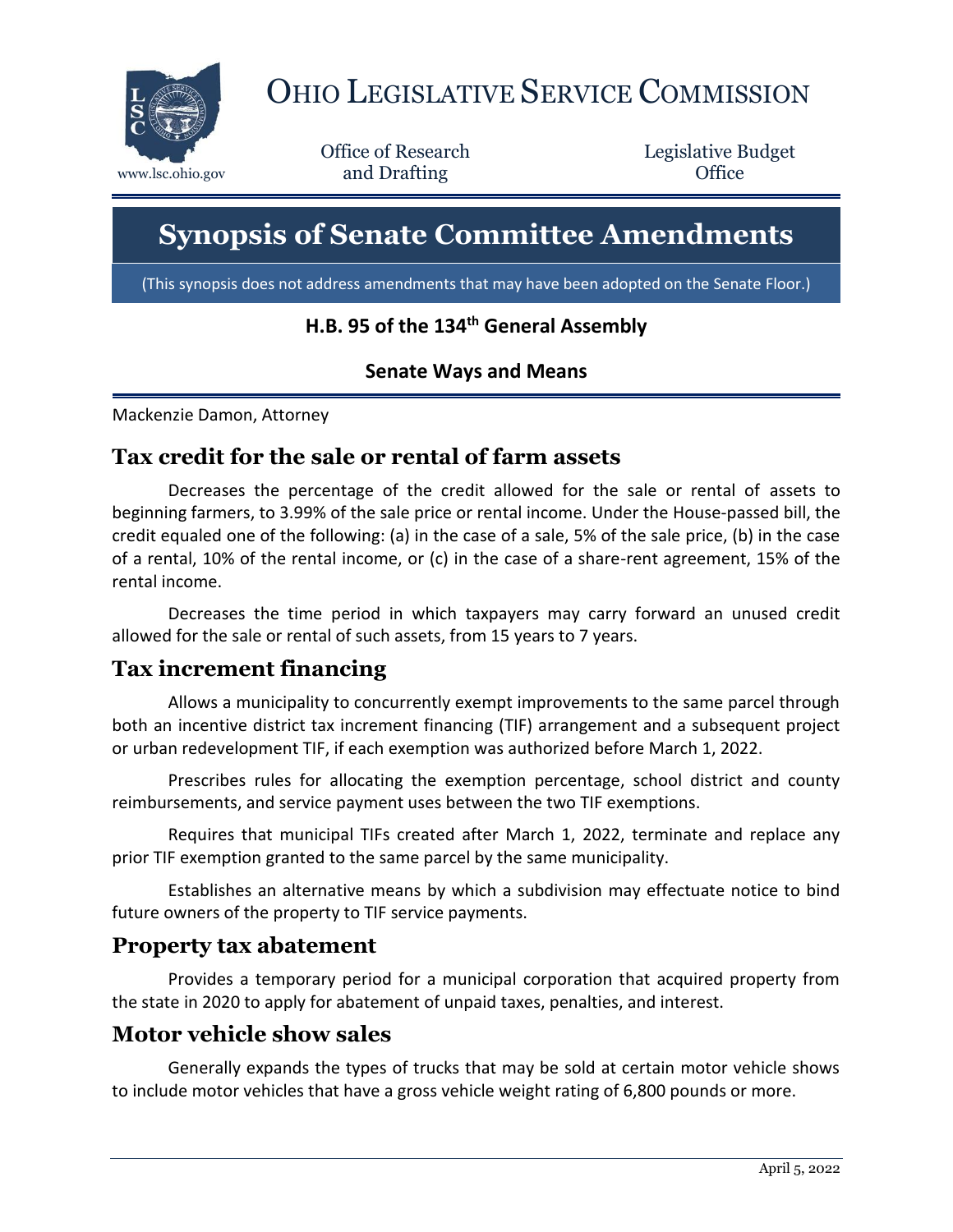# Ohio Legislative Service Commission

www.lsc.ohio.gov

Office of Research and Drafting

Legislative Budget Office

# Synopsis of Senate Committee Amendments

(This synopsis does not address amendments that may have been adopted on the Senate Floor.)

**H.B. 95 of the 134th General Assembly**

**Senate Ways and Means**

Mackenzie Damon, Attorney

## Tax credit for the sale or rental of farm assets

Decreases the percentage of the credit allowed for the sale or rental of assets to beginning farmers, to 3.99% of the sale price or rental income. Under the House-passed bill, the credit equaled one of the following: (a) in the case of a sale, 5% of the sale price, (b) in the case of a rental, 10% of the rental income, or (c) in the case of a share-rent agreement, 15% of the rental income.

Decreases the time period in which taxpayers may carry forward an unused credit allowed for the sale or rental of such assets, from 15 years to 7 years.

## Tax increment financing

Allows a municipality to concurrently exempt improvements to the same parcel through both an incentive district tax increment financing (TIF) arrangement and a subsequent project or urban redevelopment TIF, if each exemption was authorized before March 1, 2022.

Prescribes rules for allocating the exemption percentage, school district and county reimbursements, and service payment uses between the two TIF exemptions.

Requires that municipal TIFs created after March 1, 2022, terminate and replace any prior TIF exemption granted to the same parcel by the same municipality.

Establishes an alternative means by which a subdivision may effectuate notice to bind future owners of the property to TIF service payments.

## Property tax abatement

Provides a temporary period for a municipal corporation that acquired property from the state in 2020 to apply for abatement of unpaid taxes, penalties, and interest.

## Motor vehicle show sales

Generally expands the types of trucks that may be sold at certain motor vehicle shows to include motor vehicles that have a gross vehicle weight rating of 6,800 pounds or more.

April 5, 2022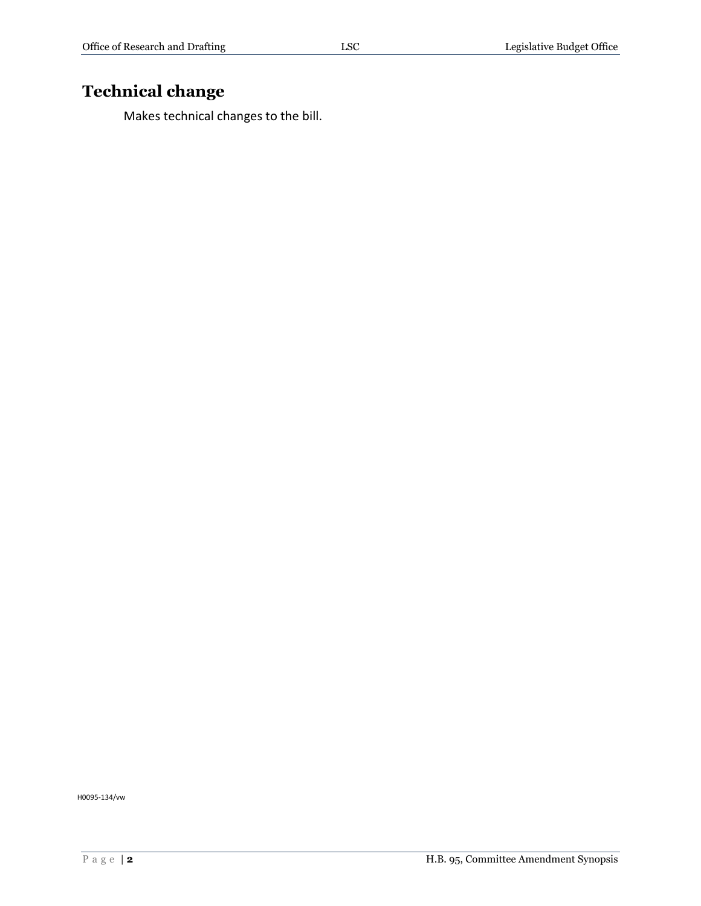## Technical change

Makes technical changes to the bill.

H0095-134/vw